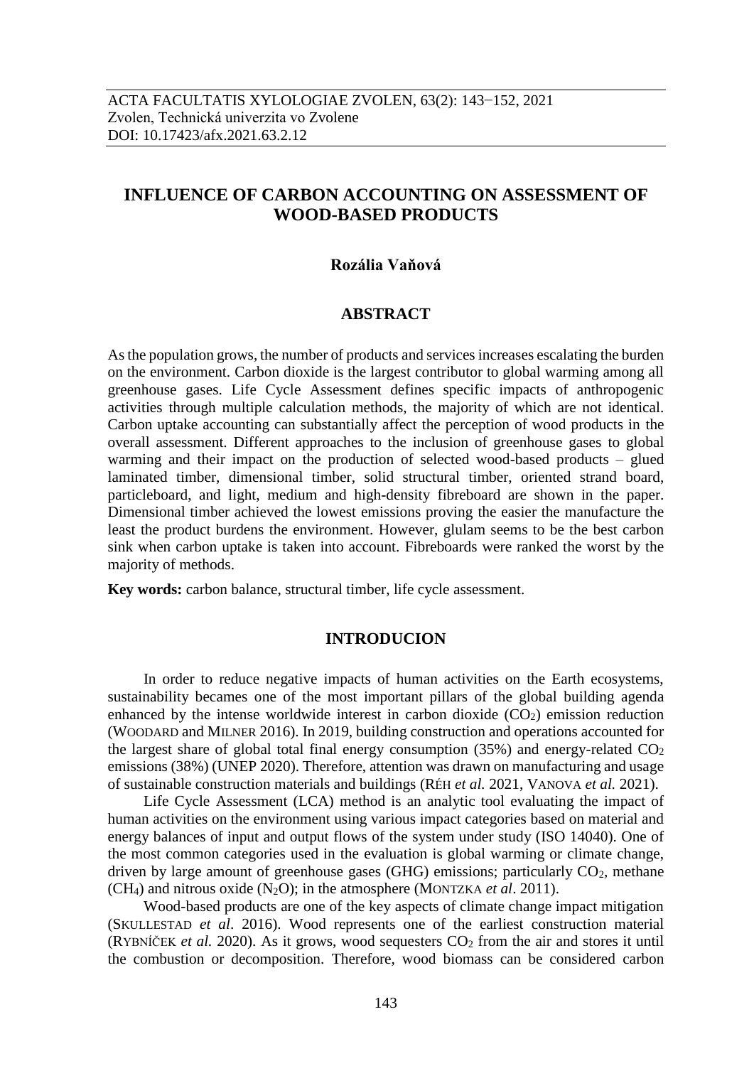ACTA FACULTATIS XYLOLOGIAE ZVOLEN, 63(2): 143−152, 2021
Zvolen, Technická univerzita vo Zvolene
DOI: 10.17423/afx.2021.63.2.12

# INFLUENCE OF CARBON ACCOUNTING ON ASSESSMENT OF WOOD-BASED PRODUCTS

**Rozália Vaňová**

## ABSTRACT

As the population grows, the number of products and services increases escalating the burden on the environment. Carbon dioxide is the largest contributor to global warming among all greenhouse gases. Life Cycle Assessment defines specific impacts of anthropogenic activities through multiple calculation methods, the majority of which are not identical. Carbon uptake accounting can substantially affect the perception of wood products in the overall assessment. Different approaches to the inclusion of greenhouse gases to global warming and their impact on the production of selected wood-based products – glued laminated timber, dimensional timber, solid structural timber, oriented strand board, particleboard, and light, medium and high-density fibreboard are shown in the paper. Dimensional timber achieved the lowest emissions proving the easier the manufacture the least the product burdens the environment. However, glulam seems to be the best carbon sink when carbon uptake is taken into account. Fibreboards were ranked the worst by the majority of methods.

**Key words:** carbon balance, structural timber, life cycle assessment.

## INTRODUCION

In order to reduce negative impacts of human activities on the Earth ecosystems, sustainability becames one of the most important pillars of the global building agenda enhanced by the intense worldwide interest in carbon dioxide ($CO_2$) emission reduction (WOODARD and MILNER 2016). In 2019, building construction and operations accounted for the largest share of global total final energy consumption (35%) and energy-related $CO_2$ emissions (38%) (UNEP 2020). Therefore, attention was drawn on manufacturing and usage of sustainable construction materials and buildings (RÉH *et al.* 2021, VANOVA *et al.* 2021).

Life Cycle Assessment (LCA) method is an analytic tool evaluating the impact of human activities on the environment using various impact categories based on material and energy balances of input and output flows of the system under study (ISO 14040). One of the most common categories used in the evaluation is global warming or climate change, driven by large amount of greenhouse gases (GHG) emissions; particularly $CO_2$, methane ($CH_4$) and nitrous oxide ($N_2O$); in the atmosphere (MONTZKA *et al*. 2011).

Wood-based products are one of the key aspects of climate change impact mitigation (SKULLESTAD *et al*. 2016). Wood represents one of the earliest construction material (RYBNÍČEK *et al.* 2020). As it grows, wood sequesters $CO_2$ from the air and stores it until the combustion or decomposition. Therefore, wood biomass can be considered carbon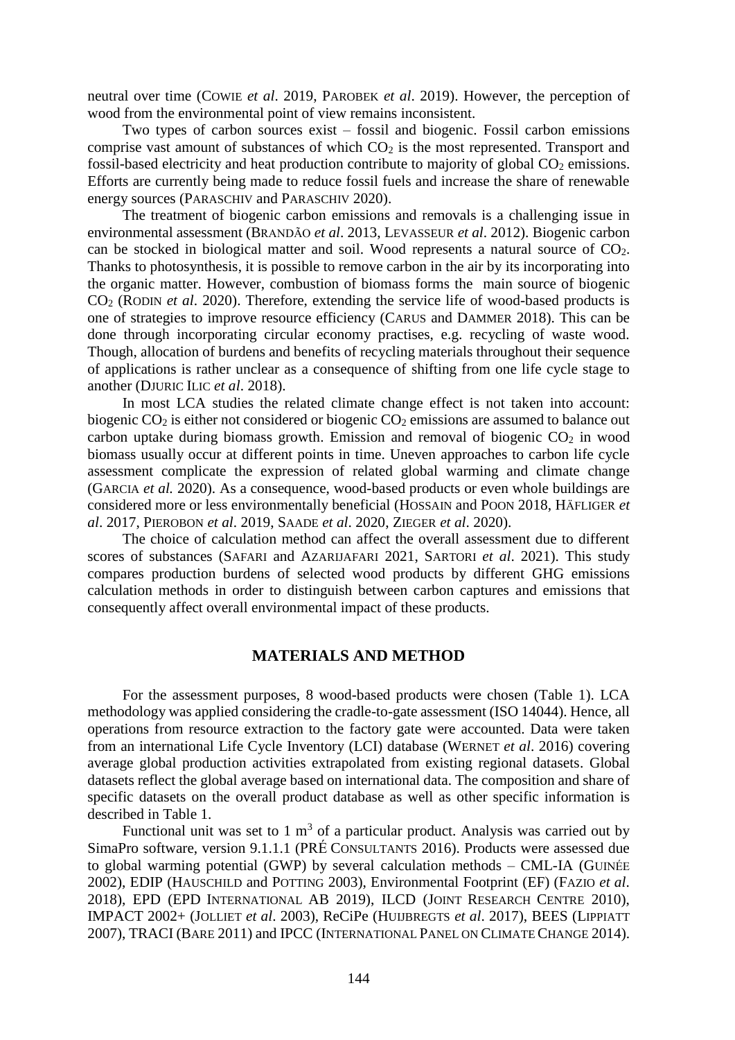neutral over time (COWIE *et al*. 2019, PAROBEK *et al*. 2019). However, the perception of wood from the environmental point of view remains inconsistent.

Two types of carbon sources exist – fossil and biogenic. Fossil carbon emissions comprise vast amount of substances of which $CO_2$ is the most represented. Transport and fossil-based electricity and heat production contribute to majority of global $CO_2$ emissions. Efforts are currently being made to reduce fossil fuels and increase the share of renewable energy sources (PARASCHIV and PARASCHIV 2020).

The treatment of biogenic carbon emissions and removals is a challenging issue in environmental assessment (BRANDÃO *et al*. 2013, LEVASSEUR *et al*. 2012). Biogenic carbon can be stocked in biological matter and soil. Wood represents a natural source of $CO_2$. Thanks to photosynthesis, it is possible to remove carbon in the air by its incorporating into the organic matter. However, combustion of biomass forms the main source of biogenic $CO_2$ (RODIN *et al*. 2020). Therefore, extending the service life of wood-based products is one of strategies to improve resource efficiency (CARUS and DAMMER 2018). This can be done through incorporating circular economy practises, e.g. recycling of waste wood. Though, allocation of burdens and benefits of recycling materials throughout their sequence of applications is rather unclear as a consequence of shifting from one life cycle stage to another (DJURIC ILIC *et al*. 2018).

In most LCA studies the related climate change effect is not taken into account: biogenic $CO_2$ is either not considered or biogenic $CO_2$ emissions are assumed to balance out carbon uptake during biomass growth. Emission and removal of biogenic $CO_2$ in wood biomass usually occur at different points in time. Uneven approaches to carbon life cycle assessment complicate the expression of related global warming and climate change (GARCIA *et al.* 2020). As a consequence, wood-based products or even whole buildings are considered more or less environmentally beneficial (HOSSAIN and POON 2018, HÄFLIGER *et al*. 2017, PIEROBON *et al*. 2019, SAADE *et al*. 2020, ZIEGER *et al*. 2020).

The choice of calculation method can affect the overall assessment due to different scores of substances (SAFARI and AZARIJAFARI 2021, SARTORI *et al*. 2021). This study compares production burdens of selected wood products by different GHG emissions calculation methods in order to distinguish between carbon captures and emissions that consequently affect overall environmental impact of these products.

## MATERIALS AND METHOD

For the assessment purposes, 8 wood-based products were chosen (Table 1). LCA methodology was applied considering the cradle-to-gate assessment (ISO 14044). Hence, all operations from resource extraction to the factory gate were accounted. Data were taken from an international Life Cycle Inventory (LCI) database (WERNET *et al*. 2016) covering average global production activities extrapolated from existing regional datasets. Global datasets reflect the global average based on international data. The composition and share of specific datasets on the overall product database as well as other specific information is described in Table 1.

Functional unit was set to 1 $m^3$ of a particular product. Analysis was carried out by SimaPro software, version 9.1.1.1 (PRÉ CONSULTANTS 2016). Products were assessed due to global warming potential (GWP) by several calculation methods – CML-IA (GUINÉE 2002), EDIP (HAUSCHILD and POTTING 2003), Environmental Footprint (EF) (FAZIO *et al*. 2018), EPD (EPD INTERNATIONAL AB 2019), ILCD (JOINT RESEARCH CENTRE 2010), IMPACT 2002+ (JOLLIET *et al*. 2003), ReCiPe (HUIJBREGTS *et al*. 2017), BEES (LIPPIATT 2007), TRACI (BARE 2011) and IPCC (INTERNATIONAL PANEL ON CLIMATE CHANGE 2014).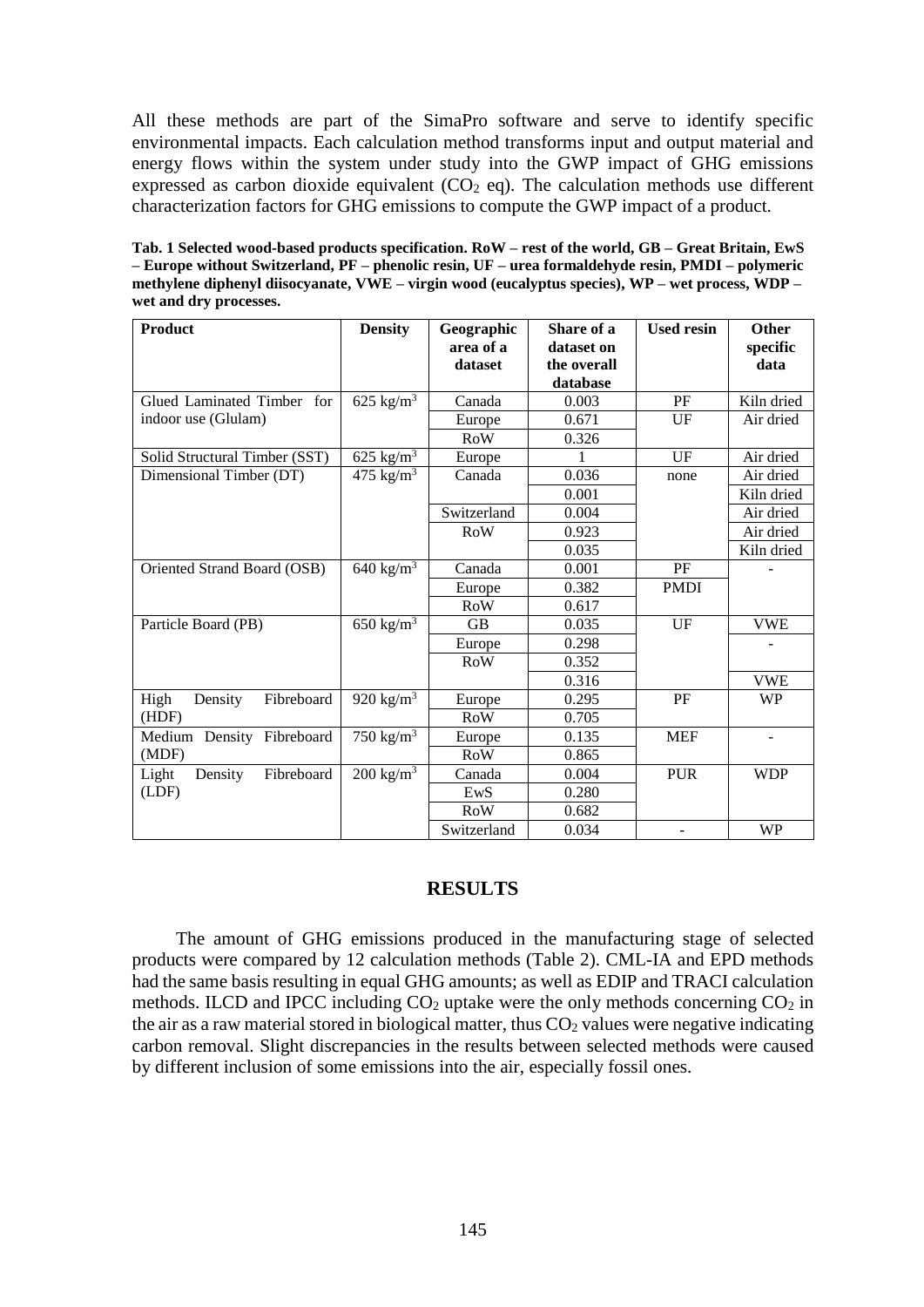All these methods are part of the SimaPro software and serve to identify specific environmental impacts. Each calculation method transforms input and output material and energy flows within the system under study into the GWP impact of GHG emissions expressed as carbon dioxide equivalent ($CO_2$ eq). The calculation methods use different characterization factors for GHG emissions to compute the GWP impact of a product.

**Tab. 1 Selected wood-based products specification. RoW – rest of the world, GB – Great Britain, EwS – Europe without Switzerland, PF – phenolic resin, UF – urea formaldehyde resin, PMDI – polymeric methylene diphenyl diisocyanate, VWE – virgin wood (eucalyptus species), WP – wet process, WDP – wet and dry processes.**

| Product | Density | Geographic area of a dataset | Share of a dataset on the overall database | Used resin | Other specific data |
|---|---|---|---|---|---|
| Glued Laminated Timber for indoor use (Glulam) | 625 kg/m$^3$ | Canada | 0.003 | PF | Kiln dried |
| | | Europe | 0.671 | UF | Air dried |
| | | RoW | 0.326 | | |
| Solid Structural Timber (SST) | 625 kg/m$^3$ | Europe | 1 | UF | Air dried |
| Dimensional Timber (DT) | 475 kg/m$^3$ | Canada | 0.036 | none | Air dried |
| | | | 0.001 | | Kiln dried |
| | | Switzerland | 0.004 | | Air dried |
| | | RoW | 0.923 | | Air dried |
| | | | 0.035 | | Kiln dried |
| Oriented Strand Board (OSB) | 640 kg/m$^3$ | Canada | 0.001 | PF | - |
| | | Europe | 0.382 | PMDI | |
| | | RoW | 0.617 | | |
| Particle Board (PB) | 650 kg/m$^3$ | GB | 0.035 | UF | VWE |
| | | Europe | 0.298 | | - |
| | | RoW | 0.352 | | |
| | | | 0.316 | | VWE |
| High Density Fibreboard (HDF) | 920 kg/m$^3$ | Europe | 0.295 | PF | WP |
| | | RoW | 0.705 | | |
| Medium Density Fibreboard (MDF) | 750 kg/m$^3$ | Europe | 0.135 | MEF | - |
| | | RoW | 0.865 | | |
| Light Density Fibreboard (LDF) | 200 kg/m$^3$ | Canada | 0.004 | PUR | WDP |
| | | EwS | 0.280 | | |
| | | RoW | 0.682 | | |
| | | Switzerland | 0.034 | - | WP |

## RESULTS

The amount of GHG emissions produced in the manufacturing stage of selected products were compared by 12 calculation methods (Table 2). CML-IA and EPD methods had the same basis resulting in equal GHG amounts; as well as EDIP and TRACI calculation methods. ILCD and IPCC including $CO_2$ uptake were the only methods concerning $CO_2$ in the air as a raw material stored in biological matter, thus $CO_2$ values were negative indicating carbon removal. Slight discrepancies in the results between selected methods were caused by different inclusion of some emissions into the air, especially fossil ones.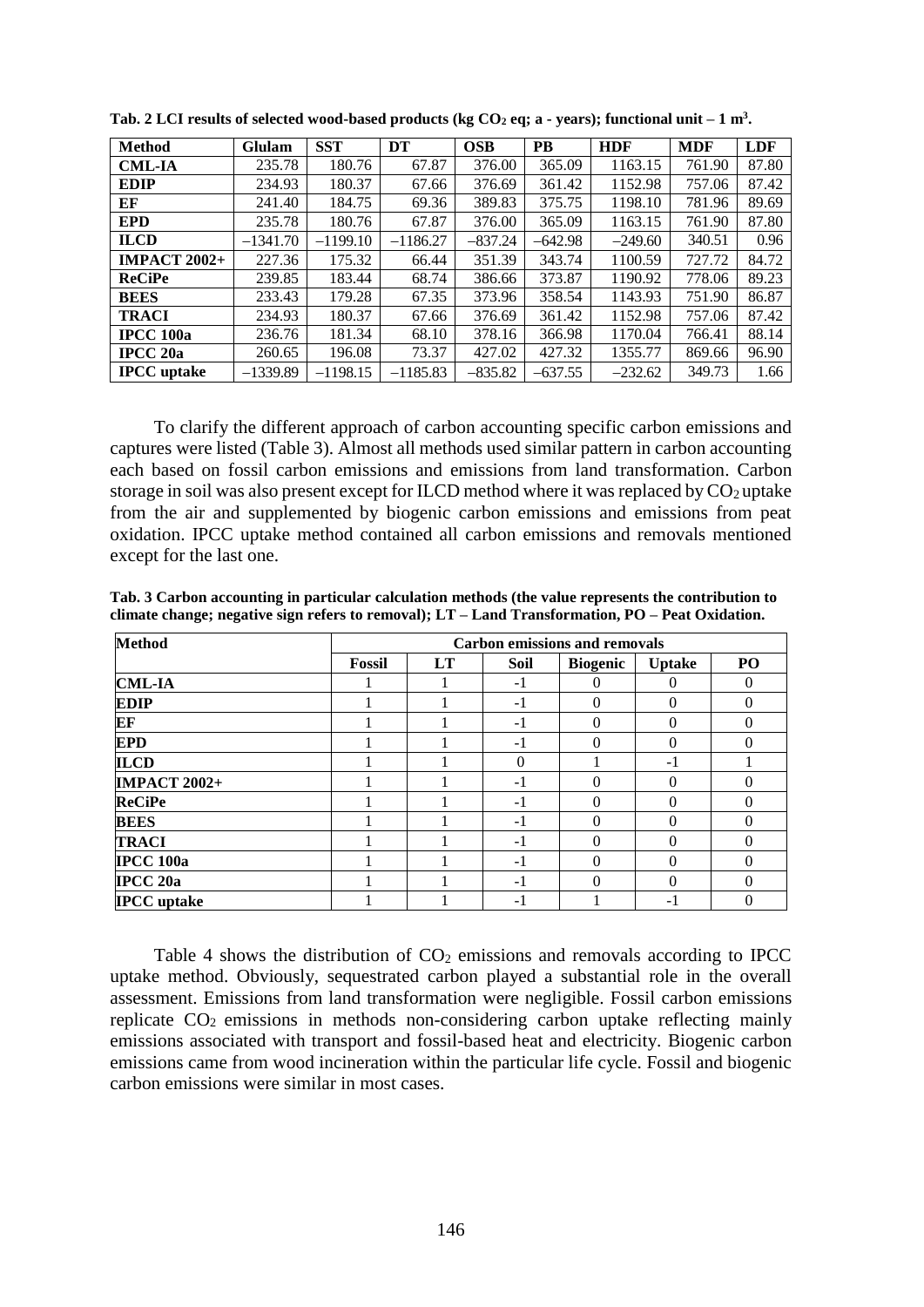**Tab. 2 LCI results of selected wood-based products (kg $CO_2$ eq; a - years); functional unit – 1 $m^3$.**

| Method | Glulam | SST | DT | OSB | PB | HDF | MDF | LDF |
|---|---|---|---|---|---|---|---|---|
| **CML-IA** | 235.78 | 180.76 | 67.87 | 376.00 | 365.09 | 1163.15 | 761.90 | 87.80 |
| **EDIP** | 234.93 | 180.37 | 67.66 | 376.69 | 361.42 | 1152.98 | 757.06 | 87.42 |
| **EF** | 241.40 | 184.75 | 69.36 | 389.83 | 375.75 | 1198.10 | 781.96 | 89.69 |
| **EPD** | 235.78 | 180.76 | 67.87 | 376.00 | 365.09 | 1163.15 | 761.90 | 87.80 |
| **ILCD** | −1341.70 | −1199.10 | −1186.27 | −837.24 | −642.98 | −249.60 | 340.51 | 0.96 |
| **IMPACT 2002+** | 227.36 | 175.32 | 66.44 | 351.39 | 343.74 | 1100.59 | 727.72 | 84.72 |
| **ReCiPe** | 239.85 | 183.44 | 68.74 | 386.66 | 373.87 | 1190.92 | 778.06 | 89.23 |
| **BEES** | 233.43 | 179.28 | 67.35 | 373.96 | 358.54 | 1143.93 | 751.90 | 86.87 |
| **TRACI** | 234.93 | 180.37 | 67.66 | 376.69 | 361.42 | 1152.98 | 757.06 | 87.42 |
| **IPCC 100a** | 236.76 | 181.34 | 68.10 | 378.16 | 366.98 | 1170.04 | 766.41 | 88.14 |
| **IPCC 20a** | 260.65 | 196.08 | 73.37 | 427.02 | 427.32 | 1355.77 | 869.66 | 96.90 |
| **IPCC uptake** | −1339.89 | −1198.15 | −1185.83 | −835.82 | −637.55 | −232.62 | 349.73 | 1.66 |

To clarify the different approach of carbon accounting specific carbon emissions and captures were listed (Table 3). Almost all methods used similar pattern in carbon accounting each based on fossil carbon emissions and emissions from land transformation. Carbon storage in soil was also present except for ILCD method where it was replaced by $CO_2$ uptake from the air and supplemented by biogenic carbon emissions and emissions from peat oxidation. IPCC uptake method contained all carbon emissions and removals mentioned except for the last one.

**Tab. 3 Carbon accounting in particular calculation methods (the value represents the contribution to climate change; negative sign refers to removal); LT – Land Transformation, PO – Peat Oxidation.**

| Method | Carbon emissions and removals | | | | | |
|---|---|---|---|---|---|---|
| | **Fossil** | **LT** | **Soil** | **Biogenic** | **Uptake** | **PO** |
| **CML-IA** | 1 | 1 | -1 | 0 | 0 | 0 |
| **EDIP** | 1 | 1 | -1 | 0 | 0 | 0 |
| **EF** | 1 | 1 | -1 | 0 | 0 | 0 |
| **EPD** | 1 | 1 | -1 | 0 | 0 | 0 |
| **ILCD** | 1 | 1 | 0 | 1 | -1 | 1 |
| **IMPACT 2002+** | 1 | 1 | -1 | 0 | 0 | 0 |
| **ReCiPe** | 1 | 1 | -1 | 0 | 0 | 0 |
| **BEES** | 1 | 1 | -1 | 0 | 0 | 0 |
| **TRACI** | 1 | 1 | -1 | 0 | 0 | 0 |
| **IPCC 100a** | 1 | 1 | -1 | 0 | 0 | 0 |
| **IPCC 20a** | 1 | 1 | -1 | 0 | 0 | 0 |
| **IPCC uptake** | 1 | 1 | -1 | 1 | -1 | 0 |

Table 4 shows the distribution of $CO_2$ emissions and removals according to IPCC uptake method. Obviously, sequestrated carbon played a substantial role in the overall assessment. Emissions from land transformation were negligible. Fossil carbon emissions replicate $CO_2$ emissions in methods non-considering carbon uptake reflecting mainly emissions associated with transport and fossil-based heat and electricity. Biogenic carbon emissions came from wood incineration within the particular life cycle. Fossil and biogenic carbon emissions were similar in most cases.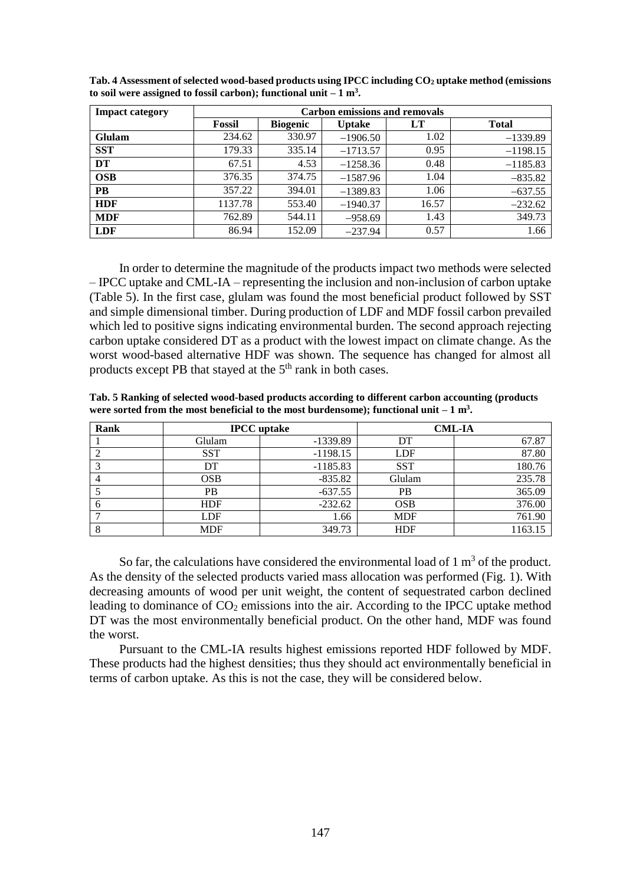**Tab. 4 Assessment of selected wood-based products using IPCC including $CO_2$ uptake method (emissions to soil were assigned to fossil carbon); functional unit – 1 m$^3$.**

| Impact category | Carbon emissions and removals | | | | |
|---|---|---|---|---|---|
| | Fossil | Biogenic | Uptake | LT | Total |
| **Glulam** | 234.62 | 330.97 | −1906.50 | 1.02 | −1339.89 |
| **SST** | 179.33 | 335.14 | −1713.57 | 0.95 | −1198.15 |
| **DT** | 67.51 | 4.53 | −1258.36 | 0.48 | −1185.83 |
| **OSB** | 376.35 | 374.75 | −1587.96 | 1.04 | −835.82 |
| **PB** | 357.22 | 394.01 | −1389.83 | 1.06 | −637.55 |
| **HDF** | 1137.78 | 553.40 | −1940.37 | 16.57 | −232.62 |
| **MDF** | 762.89 | 544.11 | −958.69 | 1.43 | 349.73 |
| **LDF** | 86.94 | 152.09 | −237.94 | 0.57 | 1.66 |

In order to determine the magnitude of the products impact two methods were selected – IPCC uptake and CML-IA – representing the inclusion and non-inclusion of carbon uptake (Table 5). In the first case, glulam was found the most beneficial product followed by SST and simple dimensional timber. During production of LDF and MDF fossil carbon prevailed which led to positive signs indicating environmental burden. The second approach rejecting carbon uptake considered DT as a product with the lowest impact on climate change. As the worst wood-based alternative HDF was shown. The sequence has changed for almost all products except PB that stayed at the 5$^{th}$ rank in both cases.

**Tab. 5 Ranking of selected wood-based products according to different carbon accounting (products were sorted from the most beneficial to the most burdensome); functional unit – 1 m$^3$.**

| Rank | IPCC uptake | | CML-IA | |
|---|---|---|---|---|
| 1 | Glulam | -1339.89 | DT | 67.87 |
| 2 | SST | -1198.15 | LDF | 87.80 |
| 3 | DT | -1185.83 | SST | 180.76 |
| 4 | OSB | -835.82 | Glulam | 235.78 |
| 5 | PB | -637.55 | PB | 365.09 |
| 6 | HDF | -232.62 | OSB | 376.00 |
| 7 | LDF | 1.66 | MDF | 761.90 |
| 8 | MDF | 349.73 | HDF | 1163.15 |

So far, the calculations have considered the environmental load of 1 m$^3$ of the product. As the density of the selected products varied mass allocation was performed (Fig. 1). With decreasing amounts of wood per unit weight, the content of sequestrated carbon declined leading to dominance of $CO_2$ emissions into the air. According to the IPCC uptake method DT was the most environmentally beneficial product. On the other hand, MDF was found the worst.

Pursuant to the CML-IA results highest emissions reported HDF followed by MDF. These products had the highest densities; thus they should act environmentally beneficial in terms of carbon uptake. As this is not the case, they will be considered below.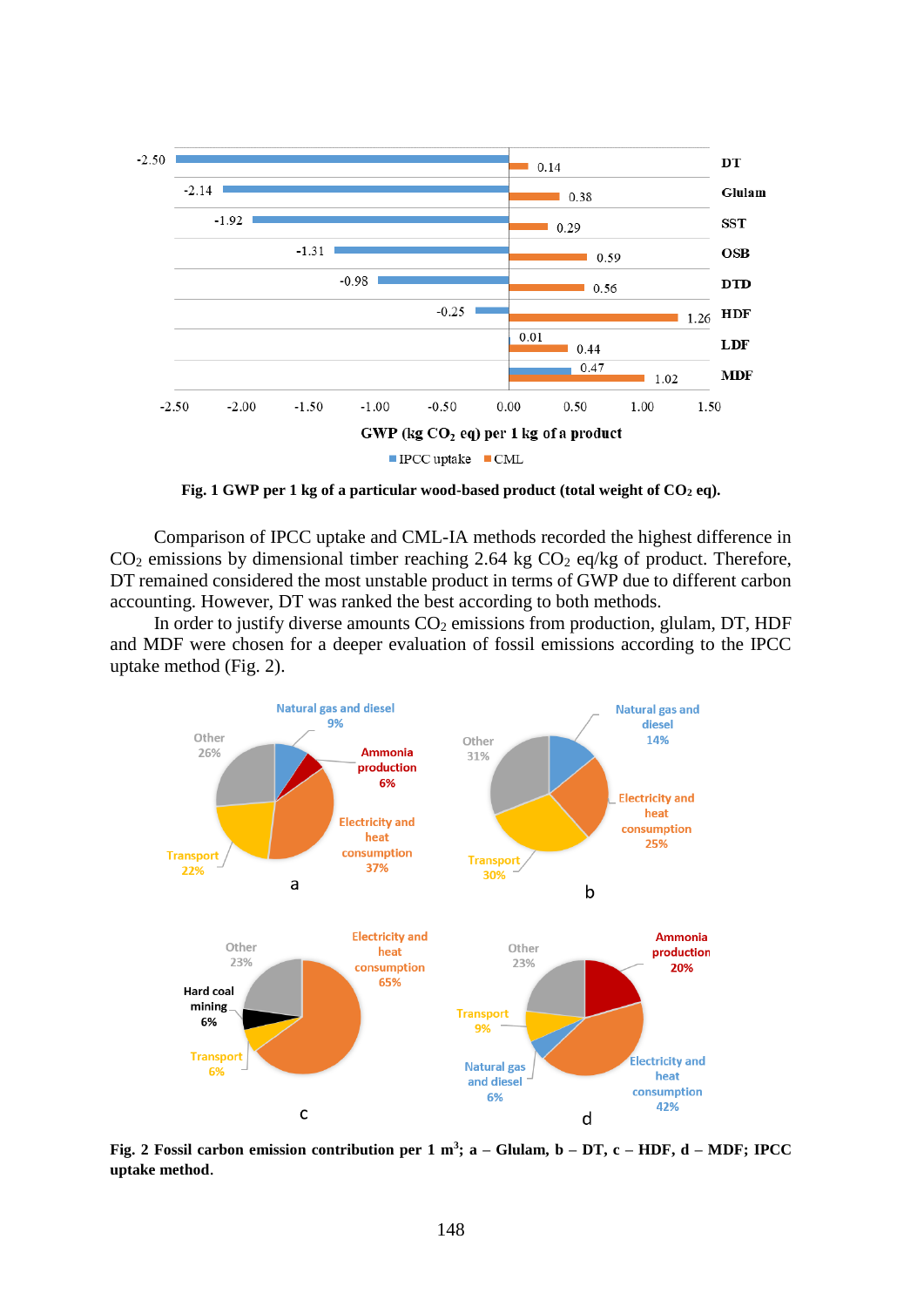**Fig. 1 GWP per 1 kg of a particular wood-based product (total weight of $CO_2$ eq).**

Comparison of IPCC uptake and CML-IA methods recorded the highest difference in $CO_2$ emissions by dimensional timber reaching 2.64 kg $CO_2$ eq/kg of product. Therefore, DT remained considered the most unstable product in terms of GWP due to different carbon accounting. However, DT was ranked the best according to both methods.

In order to justify diverse amounts $CO_2$ emissions from production, glulam, DT, HDF and MDF were chosen for a deeper evaluation of fossil emissions according to the IPCC uptake method (Fig. 2).

**Fig. 2 Fossil carbon emission contribution per 1 m$^3$; a – Glulam, b – DT, c – HDF, d – MDF; IPCC uptake method.**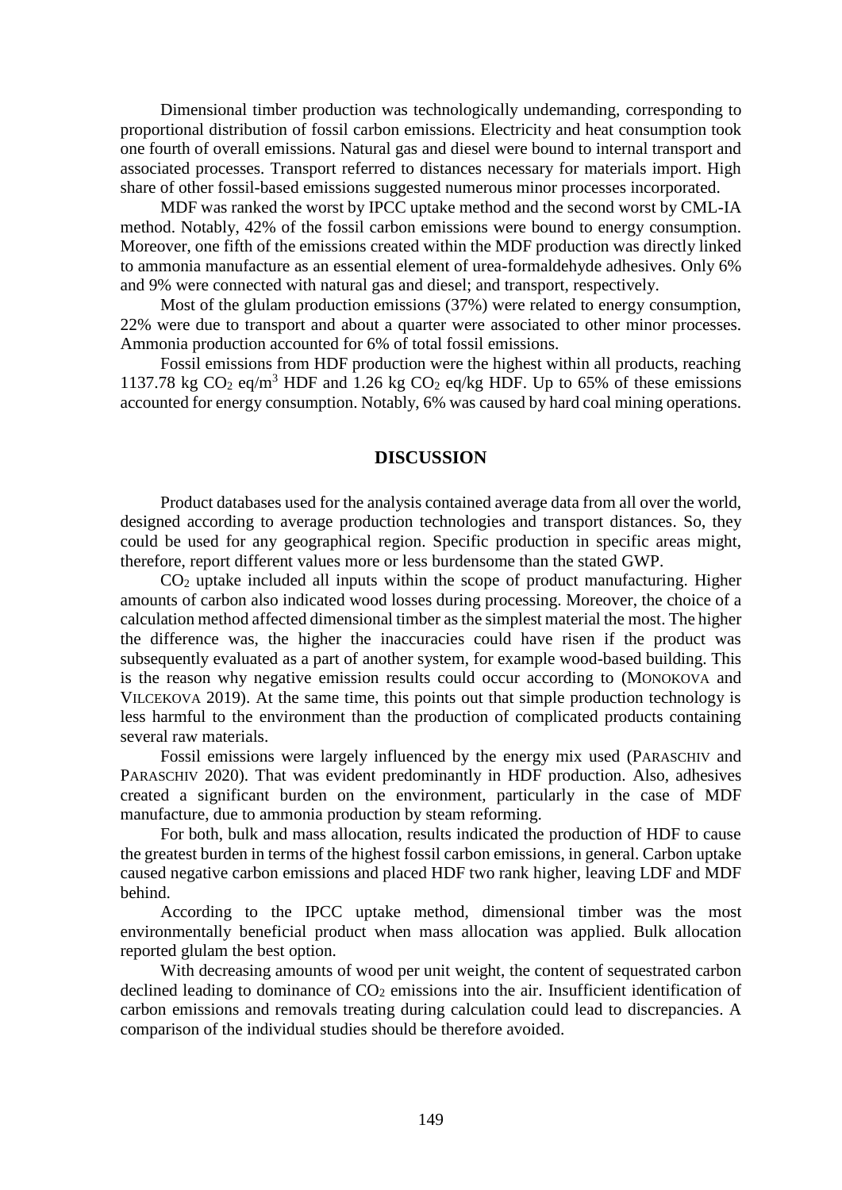Dimensional timber production was technologically undemanding, corresponding to proportional distribution of fossil carbon emissions. Electricity and heat consumption took one fourth of overall emissions. Natural gas and diesel were bound to internal transport and associated processes. Transport referred to distances necessary for materials import. High share of other fossil-based emissions suggested numerous minor processes incorporated.

MDF was ranked the worst by IPCC uptake method and the second worst by CML-IA method. Notably, 42% of the fossil carbon emissions were bound to energy consumption. Moreover, one fifth of the emissions created within the MDF production was directly linked to ammonia manufacture as an essential element of urea-formaldehyde adhesives. Only 6% and 9% were connected with natural gas and diesel; and transport, respectively.

Most of the glulam production emissions (37%) were related to energy consumption, 22% were due to transport and about a quarter were associated to other minor processes. Ammonia production accounted for 6% of total fossil emissions.

Fossil emissions from HDF production were the highest within all products, reaching 1137.78 kg $CO_2$ eq/m$^3$ HDF and 1.26 kg $CO_2$ eq/kg HDF. Up to 65% of these emissions accounted for energy consumption. Notably, 6% was caused by hard coal mining operations.

## DISCUSSION

Product databases used for the analysis contained average data from all over the world, designed according to average production technologies and transport distances. So, they could be used for any geographical region. Specific production in specific areas might, therefore, report different values more or less burdensome than the stated GWP.

$CO_2$ uptake included all inputs within the scope of product manufacturing. Higher amounts of carbon also indicated wood losses during processing. Moreover, the choice of a calculation method affected dimensional timber as the simplest material the most. The higher the difference was, the higher the inaccuracies could have risen if the product was subsequently evaluated as a part of another system, for example wood-based building. This is the reason why negative emission results could occur according to (MONOKOVA and VILCEKOVA 2019). At the same time, this points out that simple production technology is less harmful to the environment than the production of complicated products containing several raw materials.

Fossil emissions were largely influenced by the energy mix used (PARASCHIV and PARASCHIV 2020). That was evident predominantly in HDF production. Also, adhesives created a significant burden on the environment, particularly in the case of MDF manufacture, due to ammonia production by steam reforming.

For both, bulk and mass allocation, results indicated the production of HDF to cause the greatest burden in terms of the highest fossil carbon emissions, in general. Carbon uptake caused negative carbon emissions and placed HDF two rank higher, leaving LDF and MDF behind.

According to the IPCC uptake method, dimensional timber was the most environmentally beneficial product when mass allocation was applied. Bulk allocation reported glulam the best option.

With decreasing amounts of wood per unit weight, the content of sequestrated carbon declined leading to dominance of $CO_2$ emissions into the air. Insufficient identification of carbon emissions and removals treating during calculation could lead to discrepancies. A comparison of the individual studies should be therefore avoided.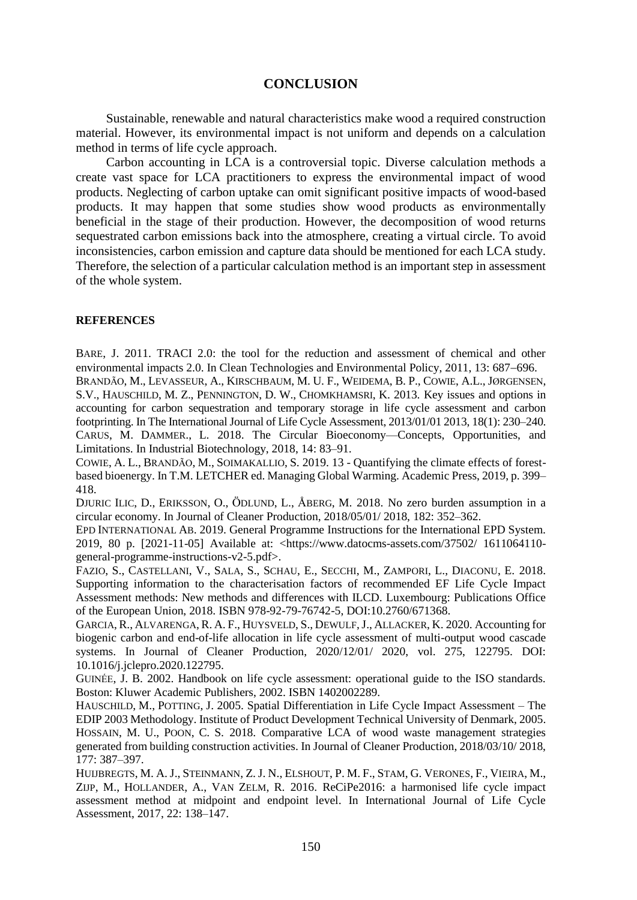## CONCLUSION

Sustainable, renewable and natural characteristics make wood a required construction material. However, its environmental impact is not uniform and depends on a calculation method in terms of life cycle approach.

Carbon accounting in LCA is a controversial topic. Diverse calculation methods a create vast space for LCA practitioners to express the environmental impact of wood products. Neglecting of carbon uptake can omit significant positive impacts of wood-based products. It may happen that some studies show wood products as environmentally beneficial in the stage of their production. However, the decomposition of wood returns sequestrated carbon emissions back into the atmosphere, creating a virtual circle. To avoid inconsistencies, carbon emission and capture data should be mentioned for each LCA study. Therefore, the selection of a particular calculation method is an important step in assessment of the whole system.

### REFERENCES

BARE, J. 2011. TRACI 2.0: the tool for the reduction and assessment of chemical and other environmental impacts 2.0. In Clean Technologies and Environmental Policy, 2011, 13: 687–696.

BRANDÃO, M., LEVASSEUR, A., KIRSCHBAUM, M. U. F., WEIDEMA, B. P., COWIE, A.L., JØRGENSEN, S.V., HAUSCHILD, M. Z., PENNINGTON, D. W., CHOMKHAMSRI, K. 2013. Key issues and options in accounting for carbon sequestration and temporary storage in life cycle assessment and carbon footprinting. In The International Journal of Life Cycle Assessment, 2013/01/01 2013, 18(1): 230–240.

CARUS, M. DAMMER., L. 2018. The Circular Bioeconomy—Concepts, Opportunities, and Limitations. In Industrial Biotechnology, 2018, 14: 83–91.

COWIE, A. L., BRANDÃO, M., SOIMAKALLIO, S. 2019. 13 - Quantifying the climate effects of forest-based bioenergy. In T.M. LETCHER ed. Managing Global Warming. Academic Press, 2019, p. 399–418.

DJURIC ILIC, D., ERIKSSON, O., ÖDLUND, L., ÅBERG, M. 2018. No zero burden assumption in a circular economy. In Journal of Cleaner Production, 2018/05/01/ 2018, 182: 352–362.

EPD INTERNATIONAL AB. 2019. General Programme Instructions for the International EPD System. 2019, 80 p. [2021-11-05] Available at: <https://www.datocms-assets.com/37502/ 1611064110-general-programme-instructions-v2-5.pdf>.

FAZIO, S., CASTELLANI, V., SALA, S., SCHAU, E., SECCHI, M., ZAMPORI, L., DIACONU, E. 2018. Supporting information to the characterisation factors of recommended EF Life Cycle Impact Assessment methods: New methods and differences with ILCD. Luxembourg: Publications Office of the European Union, 2018. ISBN 978-92-79-76742-5, DOI:10.2760/671368.

GARCIA, R., ALVARENGA, R. A. F., HUYSVELD, S., DEWULF, J., ALLACKER, K. 2020. Accounting for biogenic carbon and end-of-life allocation in life cycle assessment of multi-output wood cascade systems. In Journal of Cleaner Production, 2020/12/01/ 2020, vol. 275, 122795. DOI: 10.1016/j.jclepro.2020.122795.

GUINÉE, J. B. 2002. Handbook on life cycle assessment: operational guide to the ISO standards. Boston: Kluwer Academic Publishers, 2002. ISBN 1402002289.

HAUSCHILD, M., POTTING, J. 2005. Spatial Differentiation in Life Cycle Impact Assessment – The EDIP 2003 Methodology. Institute of Product Development Technical University of Denmark, 2005.

HOSSAIN, M. U., POON, C. S. 2018. Comparative LCA of wood waste management strategies generated from building construction activities. In Journal of Cleaner Production, 2018/03/10/ 2018, 177: 387–397.

HUIJBREGTS, M. A. J., STEINMANN, Z. J. N., ELSHOUT, P. M. F., STAM, G. VERONES, F., VIEIRA, M., ZIJP, M., HOLLANDER, A., VAN ZELM, R. 2016. ReCiPe2016: a harmonised life cycle impact assessment method at midpoint and endpoint level. In International Journal of Life Cycle Assessment, 2017, 22: 138–147.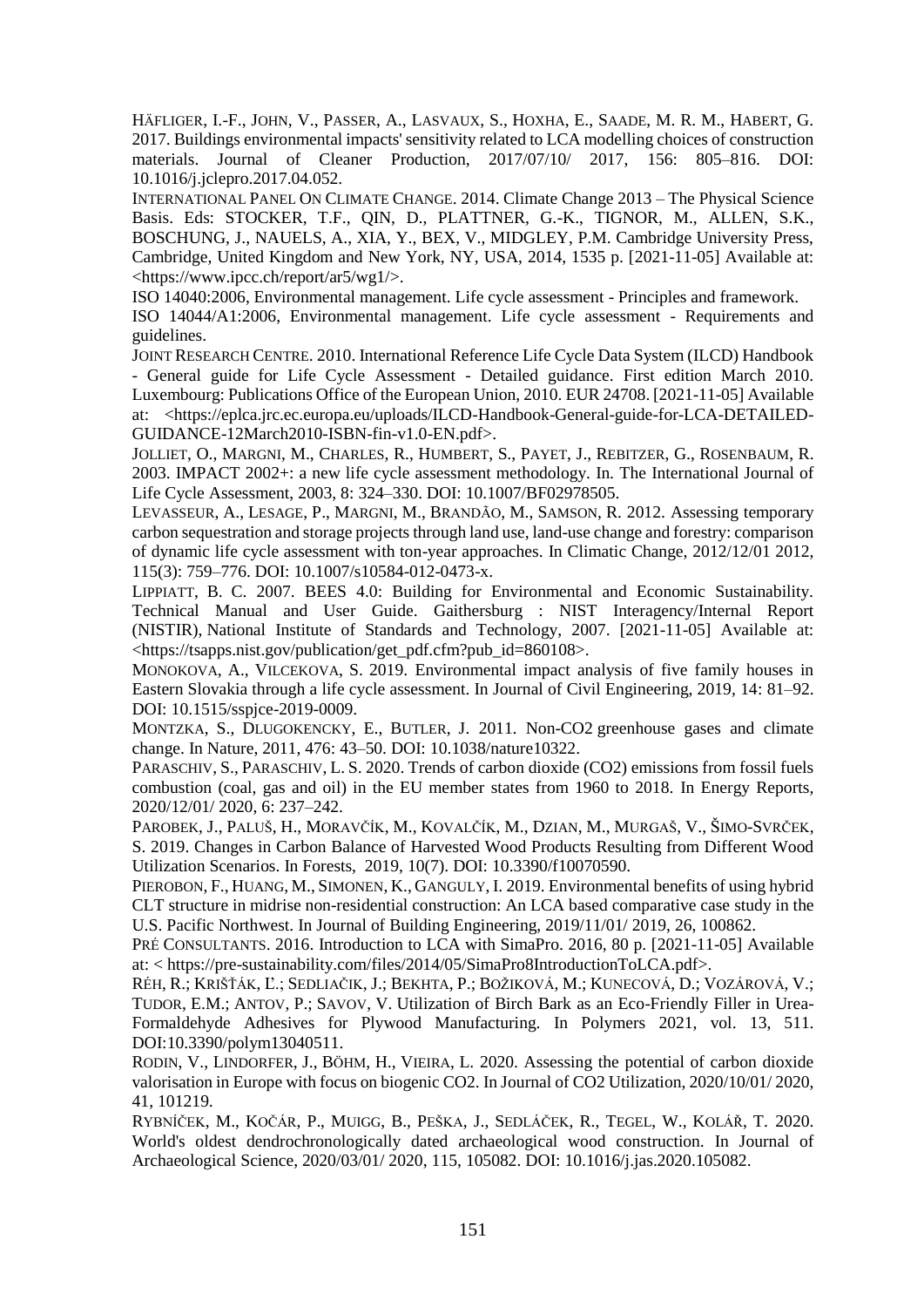HÄFLIGER, I.-F., JOHN, V., PASSER, A., LASVAUX, S., HOXHA, E., SAADE, M. R. M., HABERT, G. 2017. Buildings environmental impacts' sensitivity related to LCA modelling choices of construction materials. Journal of Cleaner Production, 2017/07/10/ 2017, 156: 805–816. DOI: 10.1016/j.jclepro.2017.04.052.

INTERNATIONAL PANEL ON CLIMATE CHANGE. 2014. Climate Change 2013 – The Physical Science Basis. Eds: STOCKER, T.F., QIN, D., PLATTNER, G.-K., TIGNOR, M., ALLEN, S.K., BOSCHUNG, J., NAUELS, A., XIA, Y., BEX, V., MIDGLEY, P.M. Cambridge University Press, Cambridge, United Kingdom and New York, NY, USA, 2014, 1535 p. [2021-11-05] Available at: <https://www.ipcc.ch/report/ar5/wg1/>.

ISO 14040:2006, Environmental management. Life cycle assessment - Principles and framework.

ISO 14044/A1:2006, Environmental management. Life cycle assessment - Requirements and guidelines.

JOINT RESEARCH CENTRE. 2010. International Reference Life Cycle Data System (ILCD) Handbook - General guide for Life Cycle Assessment - Detailed guidance. First edition March 2010. Luxembourg: Publications Office of the European Union, 2010. EUR 24708. [2021-11-05] Available at: <https://eplca.jrc.ec.europa.eu/uploads/ILCD-Handbook-General-guide-for-LCA-DETAILED-GUIDANCE-12March2010-ISBN-fin-v1.0-EN.pdf>.

JOLLIET, O., MARGNI, M., CHARLES, R., HUMBERT, S., PAYET, J., REBITZER, G., ROSENBAUM, R. 2003. IMPACT 2002+: a new life cycle assessment methodology. In. The International Journal of Life Cycle Assessment, 2003, 8: 324–330. DOI: 10.1007/BF02978505.

LEVASSEUR, A., LESAGE, P., MARGNI, M., BRANDÃO, M., SAMSON, R. 2012. Assessing temporary carbon sequestration and storage projects through land use, land-use change and forestry: comparison of dynamic life cycle assessment with ton-year approaches. In Climatic Change, 2012/12/01 2012, 115(3): 759–776. DOI: 10.1007/s10584-012-0473-x.

LIPPIATT, B. C. 2007. BEES 4.0: Building for Environmental and Economic Sustainability. Technical Manual and User Guide. Gaithersburg : NIST Interagency/Internal Report (NISTIR), National Institute of Standards and Technology, 2007. [2021-11-05] Available at: <https://tsapps.nist.gov/publication/get_pdf.cfm?pub_id=860108>.

MONOKOVA, A., VILCEKOVA, S. 2019. Environmental impact analysis of five family houses in Eastern Slovakia through a life cycle assessment. In Journal of Civil Engineering, 2019, 14: 81–92. DOI: 10.1515/sspjce-2019-0009.

MONTZKA, S., DLUGOKENCKY, E., BUTLER, J. 2011. Non-CO2 greenhouse gases and climate change. In Nature, 2011, 476: 43–50. DOI: 10.1038/nature10322.

PARASCHIV, S., PARASCHIV, L. S. 2020. Trends of carbon dioxide (CO2) emissions from fossil fuels combustion (coal, gas and oil) in the EU member states from 1960 to 2018. In Energy Reports, 2020/12/01/ 2020, 6: 237–242.

PAROBEK, J., PALUŠ, H., MORAVČÍK, M., KOVALČÍK, M., DZIAN, M., MURGAŠ, V., ŠIMO-SVRČEK, S. 2019. Changes in Carbon Balance of Harvested Wood Products Resulting from Different Wood Utilization Scenarios. In Forests, 2019, 10(7). DOI: 10.3390/f10070590.

PIEROBON, F., HUANG, M., SIMONEN, K., GANGULY, I. 2019. Environmental benefits of using hybrid CLT structure in midrise non-residential construction: An LCA based comparative case study in the U.S. Pacific Northwest. In Journal of Building Engineering, 2019/11/01/ 2019, 26, 100862.

PRÉ CONSULTANTS. 2016. Introduction to LCA with SimaPro. 2016, 80 p. [2021-11-05] Available at: < https://pre-sustainability.com/files/2014/05/SimaPro8IntroductionToLCA.pdf>.

RÉH, R.; KRIŠŤÁK, Ľ.; SEDLIAČIK, J.; BEKHTA, P.; BOŽIKOVÁ, M.; KUNECOVÁ, D.; VOZÁROVÁ, V.; TUDOR, E.M.; ANTOV, P.; SAVOV, V. Utilization of Birch Bark as an Eco-Friendly Filler in Urea-Formaldehyde Adhesives for Plywood Manufacturing. In Polymers 2021, vol. 13, 511. DOI:10.3390/polym13040511.

RODIN, V., LINDORFER, J., BÖHM, H., VIEIRA, L. 2020. Assessing the potential of carbon dioxide valorisation in Europe with focus on biogenic CO2. In Journal of CO2 Utilization, 2020/10/01/ 2020, 41, 101219.

RYBNÍČEK, M., KOČÁR, P., MUIGG, B., PEŠKA, J., SEDLÁČEK, R., TEGEL, W., KOLÁŘ, T. 2020. World's oldest dendrochronologically dated archaeological wood construction. In Journal of Archaeological Science, 2020/03/01/ 2020, 115, 105082. DOI: 10.1016/j.jas.2020.105082.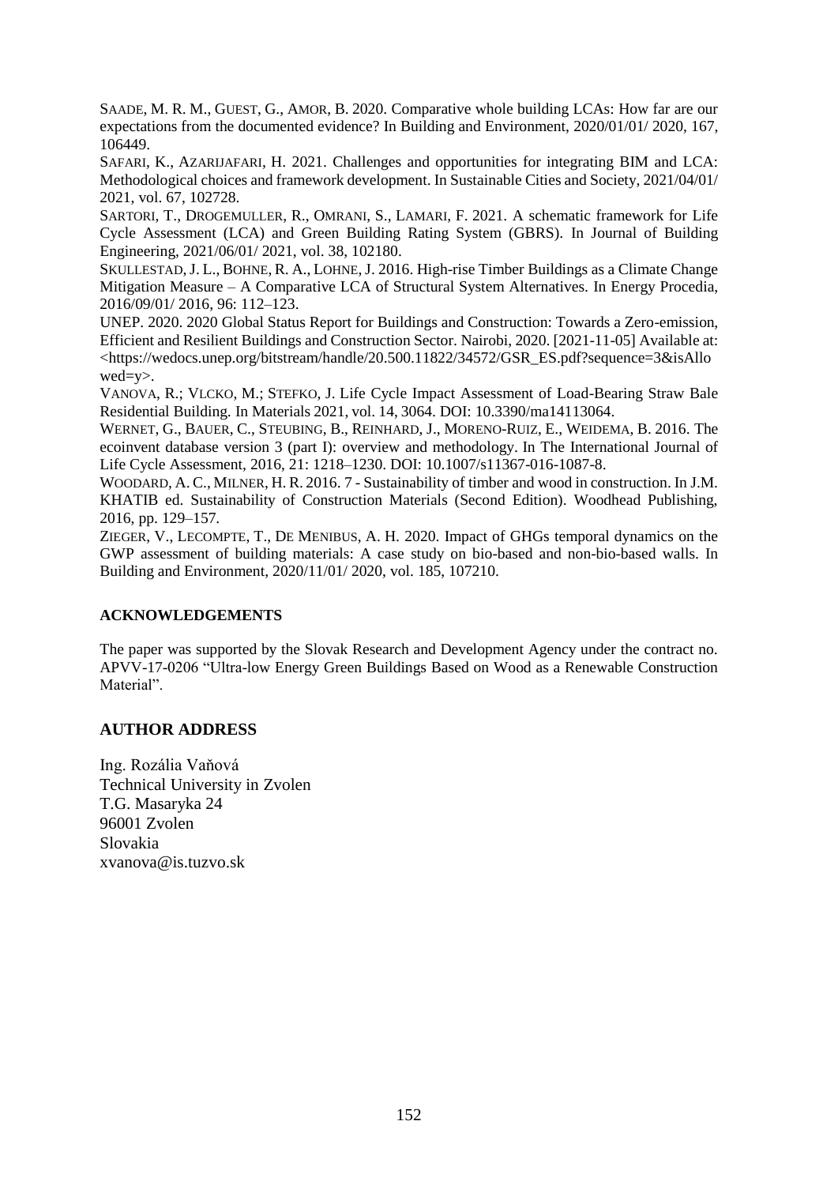SAADE, M. R. M., GUEST, G., AMOR, B. 2020. Comparative whole building LCAs: How far are our expectations from the documented evidence? In Building and Environment, 2020/01/01/ 2020, 167, 106449.

SAFARI, K., AZARIJAFARI, H. 2021. Challenges and opportunities for integrating BIM and LCA: Methodological choices and framework development. In Sustainable Cities and Society, 2021/04/01/ 2021, vol. 67, 102728.

SARTORI, T., DROGEMULLER, R., OMRANI, S., LAMARI, F. 2021. A schematic framework for Life Cycle Assessment (LCA) and Green Building Rating System (GBRS). In Journal of Building Engineering, 2021/06/01/ 2021, vol. 38, 102180.

SKULLESTAD, J. L., BOHNE, R. A., LOHNE, J. 2016. High-rise Timber Buildings as a Climate Change Mitigation Measure – A Comparative LCA of Structural System Alternatives. In Energy Procedia, 2016/09/01/ 2016, 96: 112–123.

UNEP. 2020. 2020 Global Status Report for Buildings and Construction: Towards a Zero-emission, Efficient and Resilient Buildings and Construction Sector. Nairobi, 2020. [2021-11-05] Available at: <https://wedocs.unep.org/bitstream/handle/20.500.11822/34572/GSR_ES.pdf?sequence=3&isAllowed=y>.

VANOVA, R.; VLCKO, M.; STEFKO, J. Life Cycle Impact Assessment of Load-Bearing Straw Bale Residential Building. In Materials 2021, vol. 14, 3064. DOI: 10.3390/ma14113064.

WERNET, G., BAUER, C., STEUBING, B., REINHARD, J., MORENO-RUIZ, E., WEIDEMA, B. 2016. The ecoinvent database version 3 (part I): overview and methodology. In The International Journal of Life Cycle Assessment, 2016, 21: 1218–1230. DOI: 10.1007/s11367-016-1087-8.

WOODARD, A. C., MILNER, H. R. 2016. 7 - Sustainability of timber and wood in construction. In J.M. KHATIB ed. Sustainability of Construction Materials (Second Edition). Woodhead Publishing, 2016, pp. 129–157.

ZIEGER, V., LECOMPTE, T., DE MENIBUS, A. H. 2020. Impact of GHGs temporal dynamics on the GWP assessment of building materials: A case study on bio-based and non-bio-based walls. In Building and Environment, 2020/11/01/ 2020, vol. 185, 107210.

**ACKNOWLEDGEMENTS**

The paper was supported by the Slovak Research and Development Agency under the contract no. APVV-17-0206 "Ultra-low Energy Green Buildings Based on Wood as a Renewable Construction Material".

## AUTHOR ADDRESS

Ing. Rozália Vaňová
Technical University in Zvolen
T.G. Masaryka 24
96001 Zvolen
Slovakia
xvanova@is.tuzvo.sk